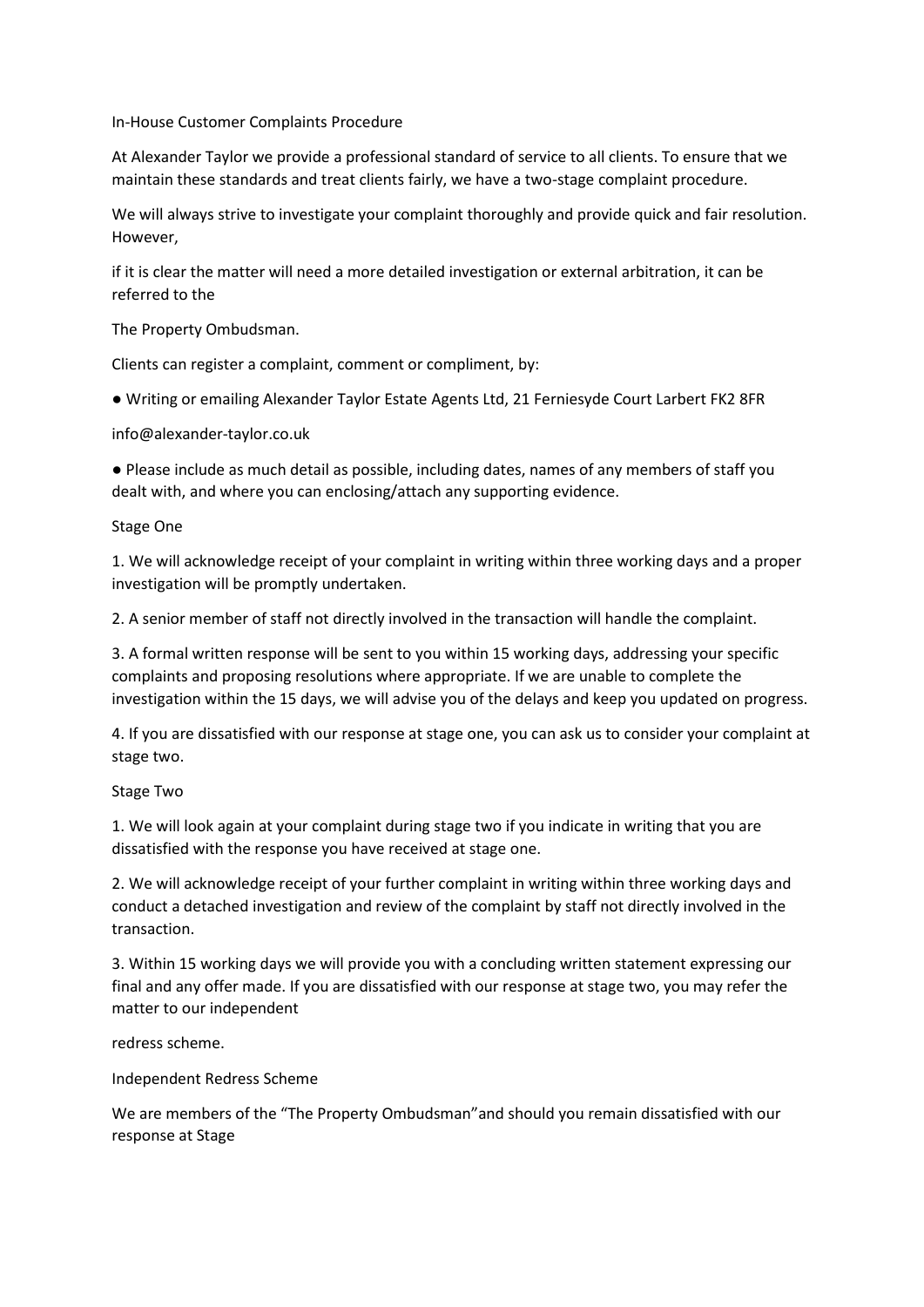# In-House Customer Complaints Procedure

At Alexander Taylor we provide a professional standard of service to all clients. To ensure that we maintain these standards and treat clients fairly, we have a two-stage complaint procedure.

We will always strive to investigate your complaint thoroughly and provide quick and fair resolution. However,

if it is clear the matter will need a more detailed investigation or external arbitration, it can be referred to the

The Property Ombudsman.

Clients can register a complaint, comment or compliment, by:

- Writing or emailing Alexander Taylor Estate Agents Ltd, 21 Ferniesyde Court Larbert FK2 8FR

info@alexander-taylor.co.uk

- Please include as much detail as possible, including dates, names of any members of staff you dealt with, and where you can enclosing/attach any supporting evidence.

## Stage One

1. We will acknowledge receipt of your complaint in writing within three working days and a proper investigation will be promptly undertaken.
2. A senior member of staff not directly involved in the transaction will handle the complaint.
3. A formal written response will be sent to you within 15 working days, addressing your specific complaints and proposing resolutions where appropriate. If we are unable to complete the investigation within the 15 days, we will advise you of the delays and keep you updated on progress.
4. If you are dissatisfied with our response at stage one, you can ask us to consider your complaint at stage two.

## Stage Two

1. We will look again at your complaint during stage two if you indicate in writing that you are dissatisfied with the response you have received at stage one.
2. We will acknowledge receipt of your further complaint in writing within three working days and conduct a detached investigation and review of the complaint by staff not directly involved in the transaction.
3. Within 15 working days we will provide you with a concluding written statement expressing our final and any offer made. If you are dissatisfied with our response at stage two, you may refer the matter to our independent

redress scheme.

## Independent Redress Scheme

We are members of the "The Property Ombudsman"and should you remain dissatisfied with our response at Stage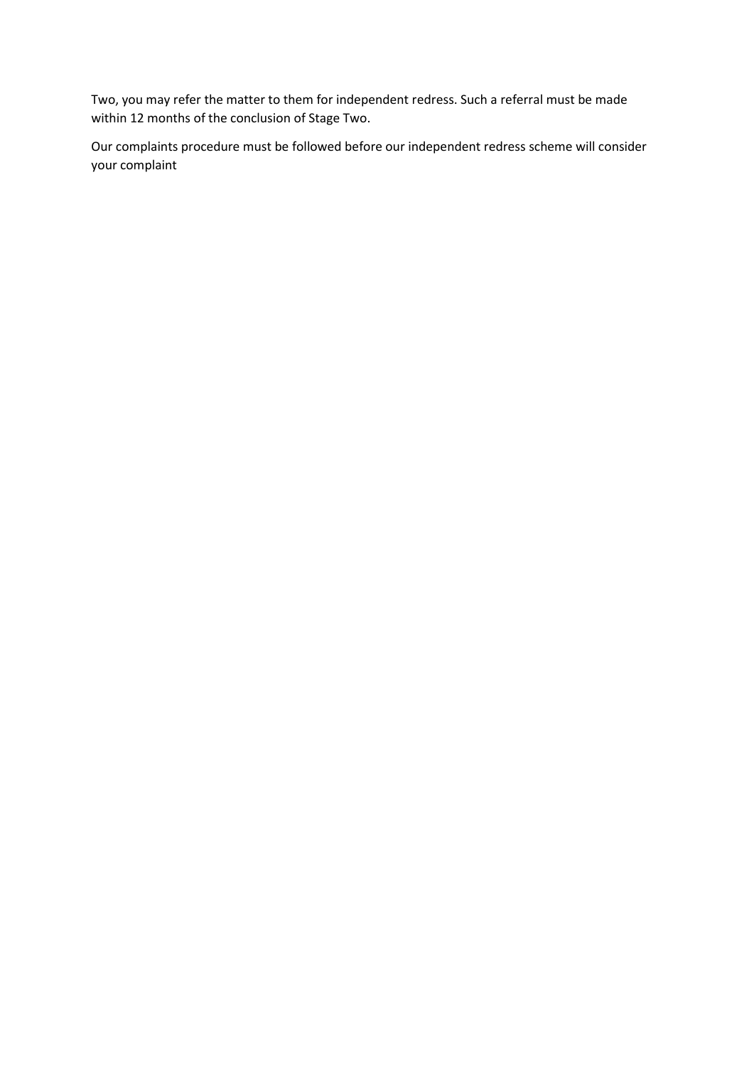Two, you may refer the matter to them for independent redress. Such a referral must be made within 12 months of the conclusion of Stage Two.

Our complaints procedure must be followed before our independent redress scheme will consider your complaint